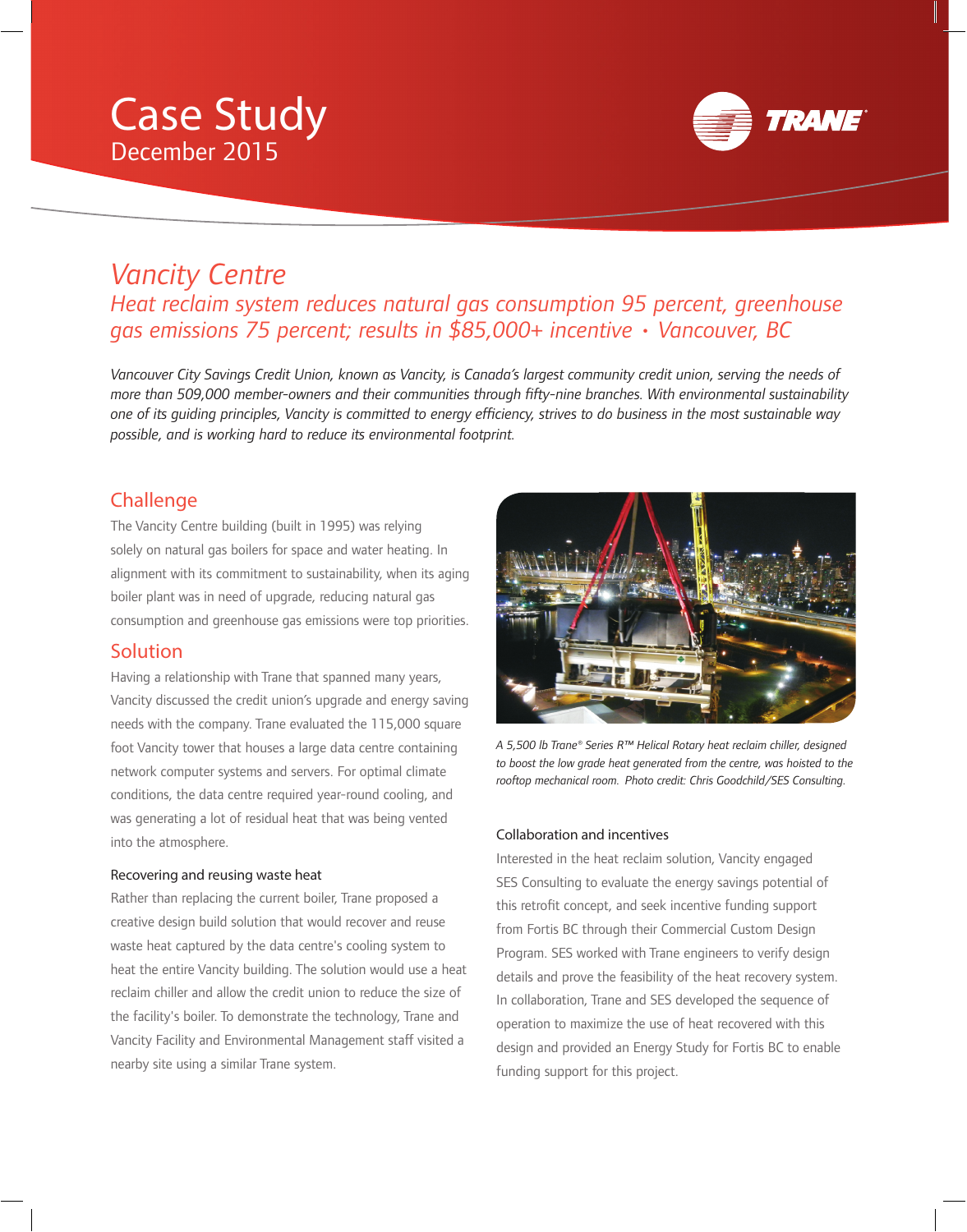# Case Study
December 2015

## *Vancity Centre*

### *Heat reclaim system reduces natural gas consumption 95 percent, greenhouse gas emissions 75 percent; results in $85,000+ incentive • Vancouver, BC*

*Vancouver City Savings Credit Union, known as Vancity, is Canada's largest community credit union, serving the needs of more than 509,000 member-owners and their communities through fifty-nine branches. With environmental sustainability one of its guiding principles, Vancity is committed to energy efficiency, strives to do business in the most sustainable way possible, and is working hard to reduce its environmental footprint.*

## Challenge

The Vancity Centre building (built in 1995) was relying solely on natural gas boilers for space and water heating. In alignment with its commitment to sustainability, when its aging boiler plant was in need of upgrade, reducing natural gas consumption and greenhouse gas emissions were top priorities.

## Solution

Having a relationship with Trane that spanned many years, Vancity discussed the credit union's upgrade and energy saving needs with the company. Trane evaluated the 115,000 square foot Vancity tower that houses a large data centre containing network computer systems and servers. For optimal climate conditions, the data centre required year-round cooling, and was generating a lot of residual heat that was being vented into the atmosphere.

### Recovering and reusing waste heat

Rather than replacing the current boiler, Trane proposed a creative design build solution that would recover and reuse waste heat captured by the data centre's cooling system to heat the entire Vancity building. The solution would use a heat reclaim chiller and allow the credit union to reduce the size of the facility's boiler. To demonstrate the technology, Trane and Vancity Facility and Environmental Management staff visited a nearby site using a similar Trane system.

*A 5,500 lb Trane® Series R™ Helical Rotary heat reclaim chiller, designed to boost the low grade heat generated from the centre, was hoisted to the rooftop mechanical room. Photo credit: Chris Goodchild/SES Consulting.*

### Collaboration and incentives

Interested in the heat reclaim solution, Vancity engaged SES Consulting to evaluate the energy savings potential of this retrofit concept, and seek incentive funding support from Fortis BC through their Commercial Custom Design Program. SES worked with Trane engineers to verify design details and prove the feasibility of the heat recovery system. In collaboration, Trane and SES developed the sequence of operation to maximize the use of heat recovered with this design and provided an Energy Study for Fortis BC to enable funding support for this project.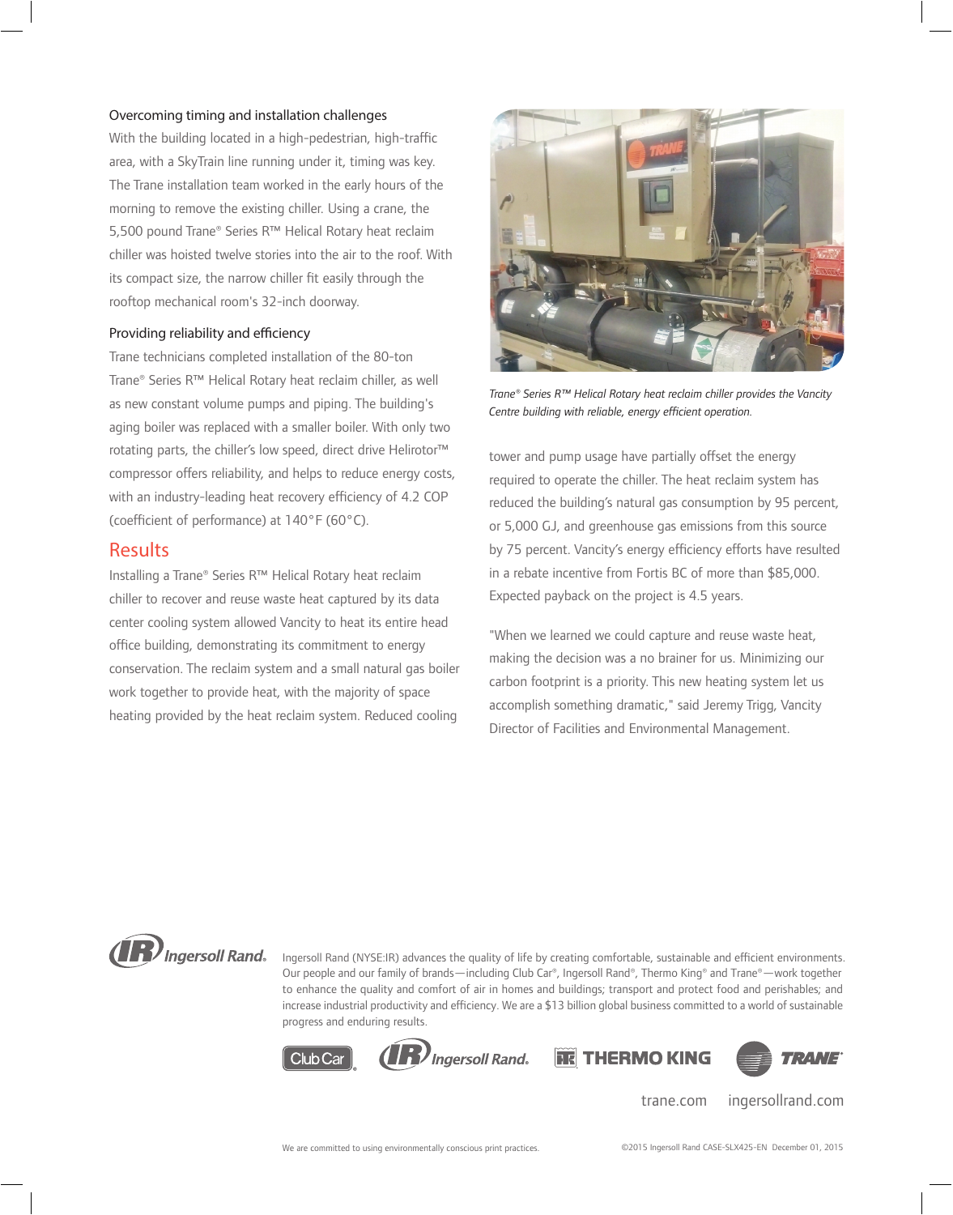### Overcoming timing and installation challenges

With the building located in a high-pedestrian, high-traffic area, with a SkyTrain line running under it, timing was key. The Trane installation team worked in the early hours of the morning to remove the existing chiller. Using a crane, the 5,500 pound Trane® Series R™ Helical Rotary heat reclaim chiller was hoisted twelve stories into the air to the roof. With its compact size, the narrow chiller fit easily through the rooftop mechanical room's 32-inch doorway.

### Providing reliability and efficiency

Trane technicians completed installation of the 80-ton Trane® Series R™ Helical Rotary heat reclaim chiller, as well as new constant volume pumps and piping. The building's aging boiler was replaced with a smaller boiler. With only two rotating parts, the chiller's low speed, direct drive Helirotor™ compressor offers reliability, and helps to reduce energy costs, with an industry-leading heat recovery efficiency of 4.2 COP (coefficient of performance) at 140°F (60°C).

## Results

Installing a Trane® Series R™ Helical Rotary heat reclaim chiller to recover and reuse waste heat captured by its data center cooling system allowed Vancity to heat its entire head office building, demonstrating its commitment to energy conservation. The reclaim system and a small natural gas boiler work together to provide heat, with the majority of space heating provided by the heat reclaim system. Reduced cooling tower and pump usage have partially offset the energy required to operate the chiller. The heat reclaim system has reduced the building's natural gas consumption by 95 percent, or 5,000 GJ, and greenhouse gas emissions from this source by 75 percent. Vancity's energy efficiency efforts have resulted in a rebate incentive from Fortis BC of more than $85,000. Expected payback on the project is 4.5 years.

*Trane® Series R™ Helical Rotary heat reclaim chiller provides the Vancity Centre building with reliable, energy efficient operation.*

"When we learned we could capture and reuse waste heat, making the decision was a no brainer for us. Minimizing our carbon footprint is a priority. This new heating system let us accomplish something dramatic," said Jeremy Trigg, Vancity Director of Facilities and Environmental Management.

Ingersoll Rand (NYSE:IR) advances the quality of life by creating comfortable, sustainable and efficient environments. Our people and our family of brands—including Club Car®, Ingersoll Rand®, Thermo King® and Trane®—work together to enhance the quality and comfort of air in homes and buildings; transport and protect food and perishables; and increase industrial productivity and efficiency. We are a $13 billion global business committed to a world of sustainable progress and enduring results.

Club Car | Ingersoll Rand | THERMO KING | TRANE

trane.com ingersollrand.com

We are committed to using environmentally conscious print practices.

©2015 Ingersoll Rand CASE-SLX425-EN December 01, 2015